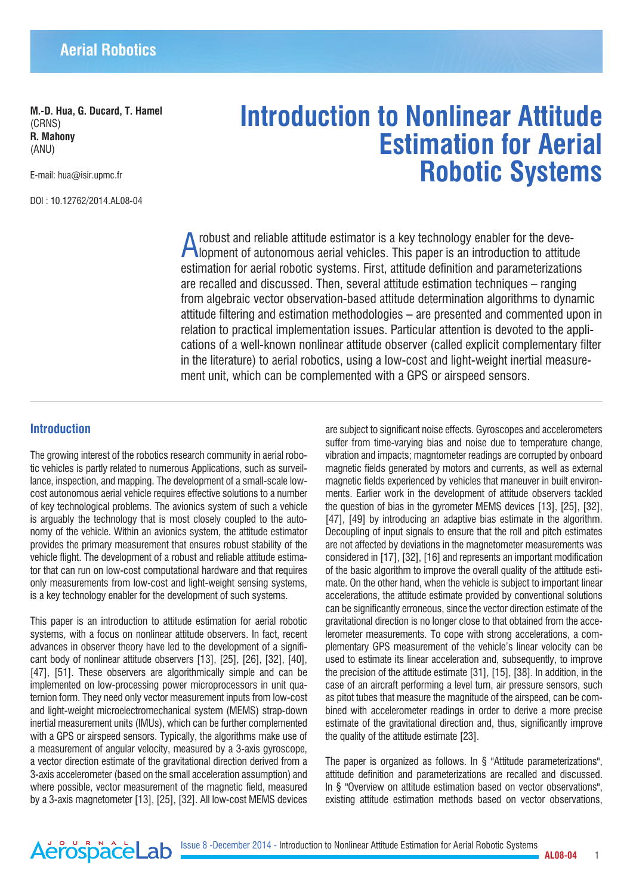Aerial Robotics

**M.-D. Hua, G. Ducard, T. Hamel**
(CRNS)
**R. Mahony**
(ANU)

E-mail: hua@isir.upmc.fr

DOI : 10.12762/2014.AL08-04

# Introduction to Nonlinear Attitude Estimation for Aerial Robotic Systems

A robust and reliable attitude estimator is a key technology enabler for the development of autonomous aerial vehicles. This paper is an introduction to attitude estimation for aerial robotic systems. First, attitude definition and parameterizations are recalled and discussed. Then, several attitude estimation techniques – ranging from algebraic vector observation-based attitude determination algorithms to dynamic attitude filtering and estimation methodologies – are presented and commented upon in relation to practical implementation issues. Particular attention is devoted to the applications of a well-known nonlinear attitude observer (called explicit complementary filter in the literature) to aerial robotics, using a low-cost and light-weight inertial measurement unit, which can be complemented with a GPS or airspeed sensors.

## Introduction

The growing interest of the robotics research community in aerial robotic vehicles is partly related to numerous Applications, such as surveillance, inspection, and mapping. The development of a small-scale low-cost autonomous aerial vehicle requires effective solutions to a number of key technological problems. The avionics system of such a vehicle is arguably the technology that is most closely coupled to the autonomy of the vehicle. Within an avionics system, the attitude estimator provides the primary measurement that ensures robust stability of the vehicle flight. The development of a robust and reliable attitude estimator that can run on low-cost computational hardware and that requires only measurements from low-cost and light-weight sensing systems, is a key technology enabler for the development of such systems.

This paper is an introduction to attitude estimation for aerial robotic systems, with a focus on nonlinear attitude observers. In fact, recent advances in observer theory have led to the development of a significant body of nonlinear attitude observers [13], [25], [26], [32], [40], [47], [51]. These observers are algorithmically simple and can be implemented on low-processing power microprocessors in unit quaternion form. They need only vector measurement inputs from low-cost and light-weight microelectromechanical system (MEMS) strap-down inertial measurement units (IMUs), which can be further complemented with a GPS or airspeed sensors. Typically, the algorithms make use of a measurement of angular velocity, measured by a 3-axis gyroscope, a vector direction estimate of the gravitational direction derived from a 3-axis accelerometer (based on the small acceleration assumption) and where possible, vector measurement of the magnetic field, measured by a 3-axis magnetometer [13], [25], [32]. All low-cost MEMS devices are subject to significant noise effects. Gyroscopes and accelerometers suffer from time-varying bias and noise due to temperature change, vibration and impacts; magntometer readings are corrupted by onboard magnetic fields generated by motors and currents, as well as external magnetic fields experienced by vehicles that maneuver in built environments. Earlier work in the development of attitude observers tackled the question of bias in the gyrometer MEMS devices [13], [25], [32], [47], [49] by introducing an adaptive bias estimate in the algorithm. Decoupling of input signals to ensure that the roll and pitch estimates are not affected by deviations in the magnetometer measurements was considered in [17], [32], [16] and represents an important modification of the basic algorithm to improve the overall quality of the attitude estimate. On the other hand, when the vehicle is subject to important linear accelerations, the attitude estimate provided by conventional solutions can be significantly erroneous, since the vector direction estimate of the gravitational direction is no longer close to that obtained from the accelerometer measurements. To cope with strong accelerations, a complementary GPS measurement of the vehicle's linear velocity can be used to estimate its linear acceleration and, subsequently, to improve the precision of the attitude estimate [31], [15], [38]. In addition, in the case of an aircraft performing a level turn, air pressure sensors, such as pitot tubes that measure the magnitude of the airspeed, can be combined with accelerometer readings in order to derive a more precise estimate of the gravitational direction and, thus, significantly improve the quality of the attitude estimate [23].

The paper is organized as follows. In § "Attitude parameterizations", attitude definition and parameterizations are recalled and discussed. In § "Overview on attitude estimation based on vector observations", existing attitude estimation methods based on vector observations,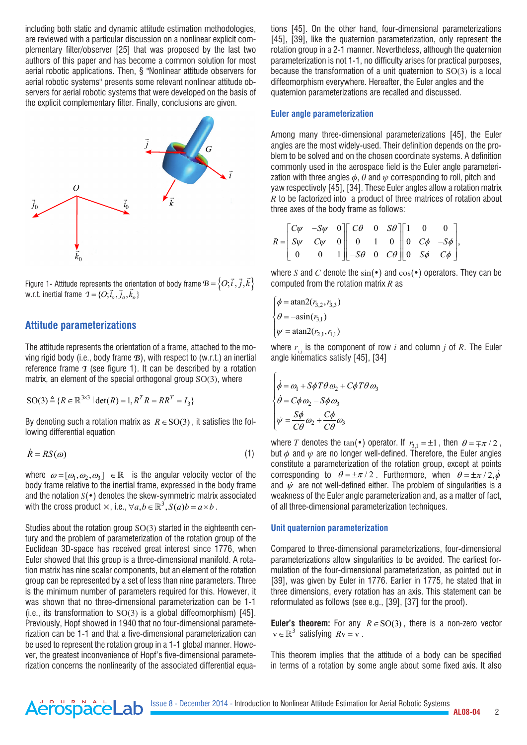including both static and dynamic attitude estimation methodologies, are reviewed with a particular discussion on a nonlinear explicit complementary filter/observer [25] that was proposed by the last two authors of this paper and has become a common solution for most aerial robotic applications. Then, § "Nonlinear attitude observers for aerial robotic systems" presents some relevant nonlinear attitude observers for aerial robotic systems that were developed on the basis of the explicit complementary filter. Finally, conclusions are given.

Figure 1- Attitude represents the orientation of body frame $\mathcal{B} = \{O; \vec{i}, \vec{j}, \vec{k}\}$ w.r.t. inertial frame $\mathcal{I} = \{O; \vec{i}_o, \vec{j}_o, \vec{k}_o\}$

## Attitude parameterizations

The attitude represents the orientation of a frame, attached to the moving rigid body (i.e., body frame $\mathcal{B}$), with respect to (w.r.t.) an inertial reference frame $\mathcal{I}$ (see figure 1). It can be described by a rotation matrix, an element of the special orthogonal group $\mathrm{SO}(3)$, where

$$\mathrm{SO}(3) \triangleq \{R \in \mathbb{R}^{3\times 3} \mid \det(R) = 1, R^T R = RR^T = I_3\}$$

By denoting such a rotation matrix as $R \in \mathrm{SO}(3)$, it satisfies the following differential equation

$$\dot{R} = RS(\omega) \tag{1}$$

where $\omega = [\omega_1, \omega_2, \omega_3] \in \mathbb{R}$ is the angular velocity vector of the body frame relative to the inertial frame, expressed in the body frame and the notation $S(\bullet)$ denotes the skew-symmetric matrix associated with the cross product $\times$, i.e., $\forall a, b \in \mathbb{R}^3, S(a)b = a \times b$.

Studies about the rotation group $\mathrm{SO}(3)$ started in the eighteenth century and the problem of parameterization of the rotation group of the Euclidean 3D-space has received great interest since 1776, when Euler showed that this group is a three-dimensional manifold. A rotation matrix has nine scalar components, but an element of the rotation group can be represented by a set of less than nine parameters. Three is the minimum number of parameters required for this. However, it was shown that no three-dimensional parameterization can be 1-1 (i.e., its transformation to $\mathrm{SO}(3)$ is a global diffeomorphism) [45]. Previously, Hopf showed in 1940 that no four-dimensional parameterization can be 1-1 and that a five-dimensional parameterization can be used to represent the rotation group in a 1-1 global manner. However, the greatest inconvenience of Hopf's five-dimensional parameterization concerns the nonlinearity of the associated differential equations [45]. On the other hand, four-dimensional parameterizations [45], [39], like the quaternion parameterization, only represent the rotation group in a 2-1 manner. Nevertheless, although the quaternion parameterization is not 1-1, no difficulty arises for practical purposes, because the transformation of a unit quaternion to $\mathrm{SO}(3)$ is a local diffeomorphism everywhere. Hereafter, the Euler angles and the quaternion parameterizations are recalled and discussed.

### Euler angle parameterization

Among many three-dimensional parameterizations [45], the Euler angles are the most widely-used. Their definition depends on the problem to be solved and on the chosen coordinate systems. A definition commonly used in the aerospace field is the Euler angle parameterization with three angles $\phi$, $\theta$ and $\psi$ corresponding to roll, pitch and yaw respectively [45], [34]. These Euler angles allow a rotation matrix $R$ to be factorized into a product of three matrices of rotation about three axes of the body frame as follows:

$$R = \begin{bmatrix} C\psi & -S\psi & 0 \\ S\psi & C\psi & 0 \\ 0 & 0 & 1 \end{bmatrix} \begin{bmatrix} C\theta & 0 & S\theta \\ 0 & 1 & 0 \\ -S\theta & 0 & C\theta \end{bmatrix} \begin{bmatrix} 1 & 0 & 0 \\ 0 & C\phi & -S\phi \\ 0 & S\phi & C\phi \end{bmatrix},$$

where $S$ and $C$ denote the $\sin(\bullet)$ and $\cos(\bullet)$ operators. They can be computed from the rotation matrix $R$ as

$$\begin{cases} \phi = \mathrm{atan2}(r_{3,2}, r_{3,3}) \\ \theta = -\mathrm{asin}(r_{3,1}) \\ \psi = \mathrm{atan2}(r_{2,1}, r_{1,1}) \end{cases}$$

where $r_{i,j}$ is the component of row $i$ and column $j$ of $R$. The Euler angle kinematics satisfy [45], [34]

$$\begin{cases} \dot{\phi} = \omega_1 + S\phi T\theta\,\omega_2 + C\phi T\theta\,\omega_3 \\ \dot{\theta} = C\phi\,\omega_2 - S\phi\,\omega_3 \\ \dot{\psi} = \dfrac{S\phi}{C\theta}\omega_2 + \dfrac{C\phi}{C\theta}\omega_3 \end{cases}$$

where $T$ denotes the $\tan(\bullet)$ operator. If $r_{3,1} = \pm 1$, then $\theta = \mp\pi/2$, but $\phi$ and $\psi$ are no longer well-defined. Therefore, the Euler angles constitute a parameterization of the rotation group, except at points corresponding to $\theta = \pm\pi/2$. Furthermore, when $\theta = \pm\pi/2, \dot{\phi}$ and $\dot{\psi}$ are not well-defined either. The problem of singularities is a weakness of the Euler angle parameterization and, as a matter of fact, of all three-dimensional parameterization techniques.

### Unit quaternion parameterization

Compared to three-dimensional parameterizations, four-dimensional parameterizations allow singularities to be avoided. The earliest formulation of the four-dimensional parameterization, as pointed out in [39], was given by Euler in 1776. Earlier in 1775, he stated that in three dimensions, every rotation has an axis. This statement can be reformulated as follows (see e.g., [39], [37] for the proof).

**Euler's theorem:** For any $R \in \mathrm{SO}(3)$, there is a non-zero vector $\mathrm{v} \in \mathbb{R}^3$ satisfying $R\mathrm{v} = \mathrm{v}$.

This theorem implies that the attitude of a body can be specified in terms of a rotation by some angle about some fixed axis. It also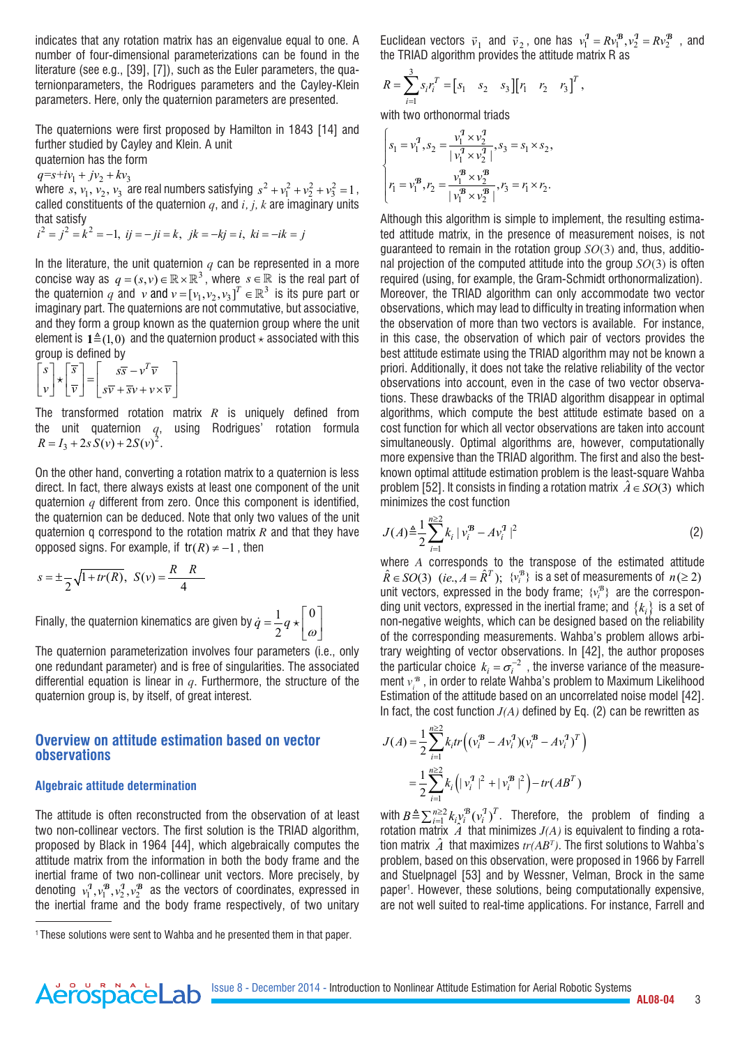indicates that any rotation matrix has an eigenvalue equal to one. A number of four-dimensional parameterizations can be found in the literature (see e.g., [39], [7]), such as the Euler parameters, the quaternionparameters, the Rodrigues parameters and the Cayley-Klein parameters. Here, only the quaternion parameters are presented.

The quaternions were first proposed by Hamilton in 1843 [14] and further studied by Cayley and Klein. A unit quaternion has the form

$q = s + iv_1 + jv_2 + kv_3$

where $s, v_1, v_2, v_3$ are real numbers satisfying $s^2 + v_1^2 + v_2^2 + v_3^2 = 1$, called constituents of the quaternion $q$, and $i, j, k$ are imaginary units that satisfy

$i^2 = j^2 = k^2 = -1,\ ij = -ji = k,\ jk = -kj = i,\ ki = -ik = j$

In the literature, the unit quaternion $q$ can be represented in a more concise way as $q = (s, v) \in \mathbb{R} \times \mathbb{R}^3$, where $s \in \mathbb{R}$ is the real part of the quaternion $q$ and $v$ and $v = [v_1, v_2, v_3]^T \in \mathbb{R}^3$ is its pure part or imaginary part. The quaternions are not commutative, but associative, and they form a group known as the quaternion group where the unit element is $\mathbf{1} \triangleq (1, 0)$ and the quaternion product $\star$ associated with this group is defined by

$$\begin{bmatrix} s \\ v \end{bmatrix} \star \begin{bmatrix} \bar{s} \\ \bar{v} \end{bmatrix} = \begin{bmatrix} s\bar{s} - v^T\bar{v} \\ s\bar{v} + \bar{s}v + v \times \bar{v} \end{bmatrix}$$

The transformed rotation matrix $R$ is uniquely defined from the unit quaternion $q$, using Rodrigues' rotation formula $R = I_3 + 2sS(v) + 2S(v)^2$.

On the other hand, converting a rotation matrix to a quaternion is less direct. In fact, there always exists at least one component of the unit quaternion $q$ different from zero. Once this component is identified, the quaternion can be deduced. Note that only two values of the unit quaternion q correspond to the rotation matrix $R$ and that they have opposed signs. For example, if $\mathrm{tr}(R) \neq -1$, then

$$s = \pm\frac{1}{2}\sqrt{1 + tr(R)},\ \ S(v) = \frac{R \quad R}{4}$$

Finally, the quaternion kinematics are given by $\dot{q} = \frac{1}{2} q \star \begin{bmatrix} 0 \\ \omega \end{bmatrix}$

The quaternion parameterization involves four parameters (i.e., only one redundant parameter) and is free of singularities. The associated differential equation is linear in $q$. Furthermore, the structure of the quaternion group is, by itself, of great interest.

## Overview on attitude estimation based on vector observations

### Algebraic attitude determination

The attitude is often reconstructed from the observation of at least two non-collinear vectors. The first solution is the TRIAD algorithm, proposed by Black in 1964 [44], which algebraically computes the attitude matrix from the information in both the body frame and the inertial frame of two non-collinear unit vectors. More precisely, by denoting $v_1^{\mathcal{I}}, v_1^{\mathcal{B}}, v_2^{\mathcal{I}}, v_2^{\mathcal{B}}$ as the vectors of coordinates, expressed in the inertial frame and the body frame respectively, of two unitary Euclidean vectors $\vec{v}_1$ and $\vec{v}_2$, one has $v_1^{\mathcal{I}} = Rv_1^{\mathcal{B}}, v_2^{\mathcal{I}} = Rv_2^{\mathcal{B}}$, and the TRIAD algorithm provides the attitude matrix R as

$$R = \sum_{i=1}^{3} s_i r_i^T = \begin{bmatrix} s_1 & s_2 & s_3 \end{bmatrix}\begin{bmatrix} r_1 & r_2 & r_3 \end{bmatrix}^T,$$

with two orthonormal triads

$$\begin{cases} s_1 = v_1^{\mathcal{I}}, s_2 = \dfrac{v_1^{\mathcal{I}} \times v_2^{\mathcal{I}}}{|v_1^{\mathcal{I}} \times v_2^{\mathcal{I}}|}, s_3 = s_1 \times s_2, \\ r_1 = v_1^{\mathcal{B}}, r_2 = \dfrac{v_1^{\mathcal{B}} \times v_2^{\mathcal{B}}}{|v_1^{\mathcal{B}} \times v_2^{\mathcal{B}}|}, r_3 = r_1 \times r_2. \end{cases}$$

Although this algorithm is simple to implement, the resulting estimated attitude matrix, in the presence of measurement noises, is not guaranteed to remain in the rotation group $SO(3)$ and, thus, additional projection of the computed attitude into the group $SO(3)$ is often required (using, for example, the Gram-Schmidt orthonormalization). Moreover, the TRIAD algorithm can only accommodate two vector observations, which may lead to difficulty in treating information when the observation of more than two vectors is available. For instance, in this case, the observation of which pair of vectors provides the best attitude estimate using the TRIAD algorithm may not be known a priori. Additionally, it does not take the relative reliability of the vector observations into account, even in the case of two vector observations. These drawbacks of the TRIAD algorithm disappear in optimal algorithms, which compute the best attitude estimate based on a cost function for which all vector observations are taken into account simultaneously. Optimal algorithms are, however, computationally more expensive than the TRIAD algorithm. The first and also the best-known optimal attitude estimation problem is the least-square Wahba problem [52]. It consists in finding a rotation matrix $\hat{A} \in SO(3)$ which minimizes the cost function

$$J(A) \triangleq \frac{1}{2}\sum_{i=1}^{n \geq 2} k_i \,|v_i^{\mathcal{B}} - Av_i^{\mathcal{I}}|^2 \tag{2}$$

where $A$ corresponds to the transpose of the estimated attitude $\hat{R} \in SO(3)$ (*ie.*, $A = \hat{R}^T$); $\{v_i^{\mathcal{B}}\}$ is a set of measurements of $n (\geq 2)$ unit vectors, expressed in the body frame; $\{v_i^{\mathcal{B}}\}$ are the corresponding unit vectors, expressed in the inertial frame; and $\{k_i\}$ is a set of non-negative weights, which can be designed based on the reliability of the corresponding measurements. Wahba's problem allows arbitrary weighting of vector observations. In [42], the author proposes the particular choice $k_i = \sigma_i^{-2}$, the inverse variance of the measurement $v_i^{\mathcal{B}}$, in order to relate Wahba's problem to Maximum Likelihood Estimation of the attitude based on an uncorrelated noise model [42]. In fact, the cost function $J(A)$ defined by Eq. (2) can be rewritten as

$$\begin{aligned} J(A) &= \frac{1}{2}\sum_{i=1}^{n \geq 2} k_i tr\left((v_i^{\mathcal{B}} - Av_i^{\mathcal{I}})(v_i^{\mathcal{B}} - Av_i^{\mathcal{I}})^T\right) \\ &= \frac{1}{2}\sum_{i=1}^{n \geq 2} k_i \left(|v_i^{\mathcal{I}}|^2 + |v_i^{\mathcal{B}}|^2\right) - tr(AB^T) \end{aligned}$$

with $B \triangleq \sum_{i=1}^{n \geq 2} k_i v_i^{\mathcal{B}} (v_i^{\mathcal{I}})^T$. Therefore, the problem of finding a rotation matrix $A$ that minimizes $J(A)$ is equivalent to finding a rotation matrix $\hat{A}$ that maximizes $tr(AB^T)$. The first solutions to Wahba's problem, based on this observation, were proposed in 1966 by Farrell and Stuelpnagel [53] and by Wessner, Velman, Brock in the same paper[1]. However, these solutions, being computationally expensive, are not well suited to real-time applications. For instance, Farrell and

[1] These solutions were sent to Wahba and he presented them in that paper.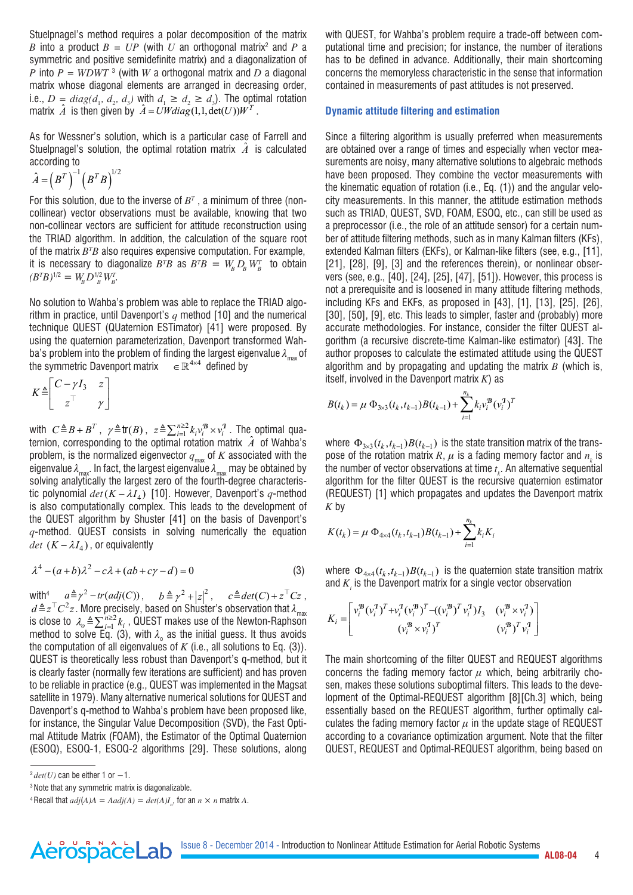Stuelpnagel's method requires a polar decomposition of the matrix $B$ into a product $B = UP$ (with $U$ an orthogonal matrix[2] and $P$ a symmetric and positive semidefinite matrix) and a diagonalization of $P$ into $P = WDWT$ [3] (with $W$ a orthogonal matrix and $D$ a diagonal matrix whose diagonal elements are arranged in decreasing order, i.e., $D = diag(d_1, d_2, d_3)$ with $d_1 \geq d_2 \geq d_3$). The optimal rotation matrix $\hat{A}$ is then given by $\hat{A} = UWdiag(1,1,\det(U))W^T$.

As for Wessner's solution, which is a particular case of Farrell and Stuelpnagel's solution, the optimal rotation matrix $\hat{A}$ is calculated according to

$$\hat{A} = \left(B^T\right)^{-1}\left(B^T B\right)^{1/2}$$

For this solution, due to the inverse of $B^T$, a minimum of three (non-collinear) vector observations must be available, knowing that two non-collinear vectors are sufficient for attitude reconstruction using the TRIAD algorithm. In addition, the calculation of the square root of the matrix $B^TB$ also requires expensive computation. For example, it is necessary to diagonalize $B^TB$ as $B^TB = W_B D_B W_B^T$ to obtain $(B^TB)^{1/2} = W_B D_B^{1/2} W_B^T$.

No solution to Wahba's problem was able to replace the TRIAD algorithm in practice, until Davenport's $q$ method [10] and the numerical technique QUEST (QUaternion ESTimator) [41] were proposed. By using the quaternion parameterization, Davenport transformed Wahba's problem into the problem of finding the largest eigenvalue $\lambda_{max}$ of the symmetric Davenport matrix $\in \mathbb{R}^{4\times4}$ defined by

$$K \triangleq \begin{bmatrix} C-\gamma I_3 & z \\ z^\top & \gamma \end{bmatrix}$$

with $C \triangleq B + B^T$, $\gamma \triangleq \mathrm{tr}(B)$, $z \triangleq \sum_{i=1}^{n\geq 2} k_i v_i^{\mathcal{B}} \times v_i^{\mathcal{I}}$. The optimal quaternion, corresponding to the optimal rotation matrix $\hat{A}$ of Wahba's problem, is the normalized eigenvector $q_{max}$ of $K$ associated with the eigenvalue $\lambda_{max}$. In fact, the largest eigenvalue $\lambda_{max}$ may be obtained by solving analytically the largest zero of the fourth-degree characteristic polynomial $det(K - \lambda I_4)$ [10]. However, Davenport's $q$-method is also computationally complex. This leads to the development of the QUEST algorithm by Shuster [41] on the basis of Davenport's $q$-method. QUEST consists in solving numerically the equation $det\ (K - \lambda I_4)$, or equivalently

$$\lambda^4 - (a+b)\lambda^2 - c\lambda + (ab + c\gamma - d) = 0 \tag{3}$$

with[4] $a \triangleq \gamma^2 - tr(adj(C))$, $b \triangleq \gamma^2 + |z|^2$, $c \triangleq det(C) + z^\top Cz$, $d \triangleq z^\top C^2 z$. More precisely, based on Shuster's observation that $\lambda_{max}$ is close to $\lambda_o \triangleq \sum_{i=1}^{n\geq 2} k_i$, QUEST makes use of the Newton-Raphson method to solve Eq. (3), with $\lambda_o$ as the initial guess. It thus avoids the computation of all eigenvalues of $K$ (i.e., all solutions to Eq. (3)). QUEST is theoretically less robust than Davenport's q-method, but it is clearly faster (normally few iterations are sufficient) and has proven to be reliable in practice (e.g., QUEST was implemented in the Magsat satellite in 1979). Many alternative numerical solutions for QUEST and Davenport's q-method to Wahba's problem have been proposed like, for instance, the Singular Value Decomposition (SVD), the Fast Optimal Attitude Matrix (FOAM), the Estimator of the Optimal Quaternion (ESOQ), ESOQ-1, ESOQ-2 algorithms [29]. These solutions, along with QUEST, for Wahba's problem require a trade-off between computational time and precision; for instance, the number of iterations has to be defined in advance. Additionally, their main shortcoming concerns the memoryless characteristic in the sense that information contained in measurements of past attitudes is not preserved.

### Dynamic attitude filtering and estimation

Since a filtering algorithm is usually preferred when measurements are obtained over a range of times and especially when vector measurements are noisy, many alternative solutions to algebraic methods have been proposed. They combine the vector measurements with the kinematic equation of rotation (i.e., Eq. (1)) and the angular velocity measurements. In this manner, the attitude estimation methods such as TRIAD, QUEST, SVD, FOAM, ESOQ, etc., can still be used as a preprocessor (i.e., the role of an attitude sensor) for a certain number of attitude filtering methods, such as in many Kalman filters (KFs), extended Kalman filters (EKFs), or Kalman-like filters (see, e.g., [11], [21], [28], [9], [3] and the references therein), or nonlinear observers (see, e.g., [40], [24], [25], [47], [51]). However, this process is not a prerequisite and is loosened in many attitude filtering methods, including KFs and EKFs, as proposed in [43], [1], [13], [25], [26], [30], [50], [9], etc. This leads to simpler, faster and (probably) more accurate methodologies. For instance, consider the filter QUEST algorithm (a recursive discrete-time Kalman-like estimator) [43]. The author proposes to calculate the estimated attitude using the QUEST algorithm and by propagating and updating the matrix $B$ (which is, itself, involved in the Davenport matrix $K$) as

$$B(t_k) = \mu\, \Phi_{3\times3}(t_k, t_{k-1}) B(t_{k-1}) + \sum_{i=1}^{n_k} k_i v_i^{\mathcal{B}} (v_i^{\mathcal{I}})^T$$

where $\Phi_{3\times3}(t_k, t_{k-1})B(t_{k-1})$ is the state transition matrix of the transpose of the rotation matrix $R$, $\mu$ is a fading memory factor and $n_k$ is the number of vector observations at time $t_k$. An alternative sequential algorithm for the filter QUEST is the recursive quaternion estimator (REQUEST) [1] which propagates and updates the Davenport matrix $K$ by

$$K(t_k) = \mu\, \Phi_{4\times4}(t_k, t_{k-1}) B(t_{k-1}) + \sum_{i=1}^{n_k} k_i K_i$$

where $\Phi_{4\times4}(t_k, t_{k-1})B(t_{k-1})$ is the quaternion state transition matrix and $K_i$ is the Davenport matrix for a single vector observation

$$K_i = \begin{bmatrix} v_i^{\mathcal{B}}(v_i^{\mathcal{I}})^T + v_i^{\mathcal{I}}(v_i^{\mathcal{B}})^T - ((v_i^{\mathcal{B}})^T v_i^{\mathcal{I}}) I_3 & (v_i^{\mathcal{B}} \times v_i^{\mathcal{I}}) \\ (v_i^{\mathcal{B}} \times v_i^{\mathcal{I}})^T & (v_i^{\mathcal{B}})^T v_i^{\mathcal{I}} \end{bmatrix}$$

The main shortcoming of the filter QUEST and REQUEST algorithms concerns the fading memory factor $\mu$ which, being arbitrarily chosen, makes these solutions suboptimal filters. This leads to the development of the Optimal-REQUEST algorithm [8][Ch.3] which, being essentially based on the REQUEST algorithm, further optimally calculates the fading memory factor $\mu$ in the update stage of REQUEST according to a covariance optimization argument. Note that the filter QUEST, REQUEST and Optimal-REQUEST algorithm, being based on

---

[2] $det(U)$ can be either 1 or $-1$.

[3] Note that any symmetric matrix is diagonalizable.

[4] Recall that $adj(A)A = Aadj(A) = det(A)I_n$, for an $n \times n$ matrix $A$.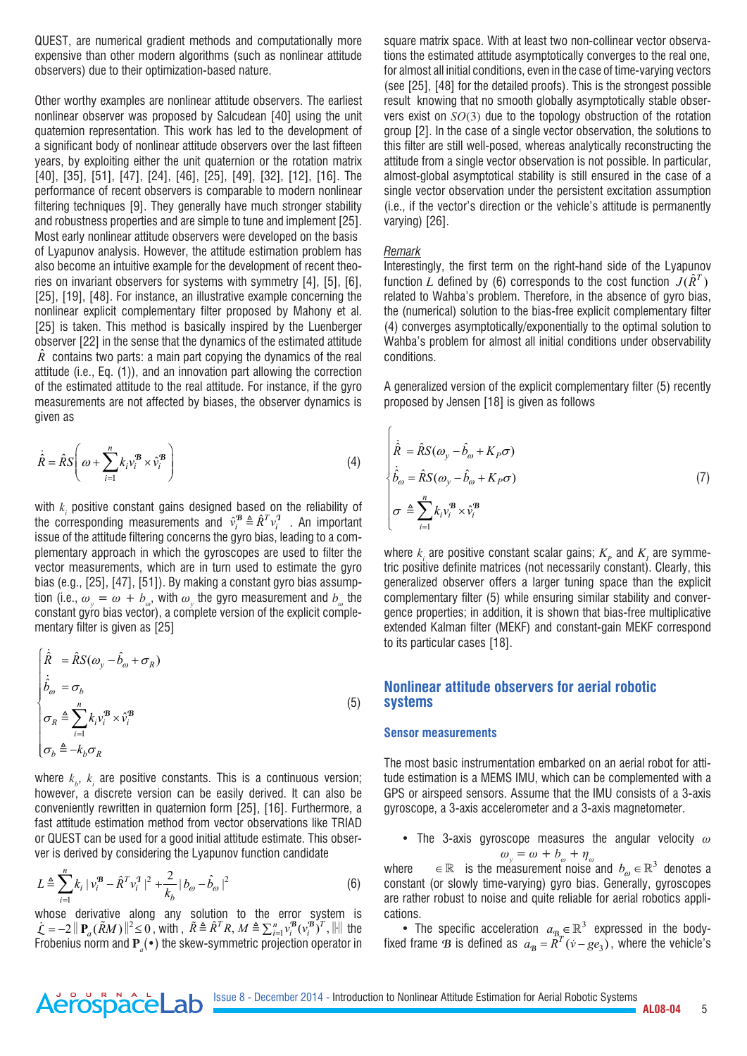QUEST, are numerical gradient methods and computationally more expensive than other modern algorithms (such as nonlinear attitude observers) due to their optimization-based nature.

Other worthy examples are nonlinear attitude observers. The earliest nonlinear observer was proposed by Salcudean [40] using the unit quaternion representation. This work has led to the development of a significant body of nonlinear attitude observers over the last fifteen years, by exploiting either the unit quaternion or the rotation matrix [40], [35], [51], [47], [24], [46], [25], [49], [32], [12], [16]. The performance of recent observers is comparable to modern nonlinear filtering techniques [9]. They generally have much stronger stability and robustness properties and are simple to tune and implement [25]. Most early nonlinear attitude observers were developed on the basis of Lyapunov analysis. However, the attitude estimation problem has also become an intuitive example for the development of recent theories on invariant observers for systems with symmetry [4], [5], [6], [25], [19], [48]. For instance, an illustrative example concerning the nonlinear explicit complementary filter proposed by Mahony et al. [25] is taken. This method is basically inspired by the Luenberger observer [22] in the sense that the dynamics of the estimated attitude $\hat{R}$ contains two parts: a main part copying the dynamics of the real attitude (i.e., Eq. (1)), and an innovation part allowing the correction of the estimated attitude to the real attitude. For instance, if the gyro measurements are not affected by biases, the observer dynamics is given as

$$\dot{\hat{R}} = \hat{R}S\left(\omega + \sum_{i=1}^{n} k_i v_i^{\mathcal{B}} \times \hat{v}_i^{\mathcal{B}}\right) \tag{4}$$

with $k_i$ positive constant gains designed based on the reliability of the corresponding measurements and $\hat{v}_i^{\mathcal{B}} \triangleq \hat{R}^T v_i^{\mathcal{I}}$. An important issue of the attitude filtering concerns the gyro bias, leading to a complementary approach in which the gyroscopes are used to filter the vector measurements, which are in turn used to estimate the gyro bias (e.g., [25], [47], [51]). By making a constant gyro bias assumption (i.e., $\omega_y = \omega + b_\omega$, with $\omega_y$ the gyro measurement and $b_\omega$ the constant gyro bias vector), a complete version of the explicit complementary filter is given as [25]

$$\begin{cases} \dot{\hat{R}} = \hat{R}S(\omega_y - \hat{b}_\omega + \sigma_R) \\ \dot{\hat{b}}_\omega = \sigma_b \\ \sigma_R \triangleq \sum_{i=1}^{n} k_i v_i^{\mathcal{B}} \times \hat{v}_i^{\mathcal{B}} \\ \sigma_b \triangleq -k_b \sigma_R \end{cases} \tag{5}$$

where $k_b$, $k_i$ are positive constants. This is a continuous version; however, a discrete version can be easily derived. It can also be conveniently rewritten in quaternion form [25], [16]. Furthermore, a fast attitude estimation method from vector observations like TRIAD or QUEST can be used for a good initial attitude estimate. This observer is derived by considering the Lyapunov function candidate

$$L \triangleq \sum_{i=1}^{n} k_i \,|\, v_i^{\mathcal{B}} - \hat{R}^T v_i^{\mathcal{I}} \,|^2 + \frac{2}{k_b} |\, b_\omega - \hat{b}_\omega \,|^2 \tag{6}$$

whose derivative along any solution to the error system is $\dot{L} = -2 \| \mathbf{P}_a(\tilde{R}M) \|^2 \leq 0$, with, $\tilde{R} \triangleq \hat{R}^T R$, $M \triangleq \sum_{i=1}^{n} v_i^{\mathcal{B}} (v_i^{\mathcal{B}})^T$, $\|\cdot\|$ the Frobenius norm and $\mathbf{P}_a(\bullet)$ the skew-symmetric projection operator in square matrix space. With at least two non-collinear vector observations the estimated attitude asymptotically converges to the real one, for almost all initial conditions, even in the case of time-varying vectors (see [25], [48] for the detailed proofs). This is the strongest possible result knowing that no smooth globally asymptotically stable observers exist on $SO(3)$ due to the topology obstruction of the rotation group [2]. In the case of a single vector observation, the solutions to this filter are still well-posed, whereas analytically reconstructing the attitude from a single vector observation is not possible. In particular, almost-global asymptotical stability is still ensured in the case of a single vector observation under the persistent excitation assumption (i.e., if the vector's direction or the vehicle's attitude is permanently varying) [26].

*Remark*

Interestingly, the first term on the right-hand side of the Lyapunov function $L$ defined by (6) corresponds to the cost function $J(\hat{R}^T)$ related to Wahba's problem. Therefore, in the absence of gyro bias, the (numerical) solution to the bias-free explicit complementary filter (4) converges asymptotically/exponentially to the optimal solution to Wahba's problem for almost all initial conditions under observability conditions.

A generalized version of the explicit complementary filter (5) recently proposed by Jensen [18] is given as follows

$$\begin{cases} \dot{\hat{R}} = \hat{R}S(\omega_y - \hat{b}_\omega + K_P \sigma) \\ \dot{\hat{b}}_\omega = \hat{R}S(\omega_y - \hat{b}_\omega + K_P \sigma) \\ \sigma \triangleq \sum_{i=1}^{n} k_i v_i^{\mathcal{B}} \times \hat{v}_i^{\mathcal{B}} \end{cases} \tag{7}$$

where $k_i$ are positive constant scalar gains; $K_P$ and $K_I$ are symmetric positive definite matrices (not necessarily constant). Clearly, this generalized observer offers a larger tuning space than the explicit complementary filter (5) while ensuring similar stability and convergence properties; in addition, it is shown that bias-free multiplicative extended Kalman filter (MEKF) and constant-gain MEKF correspond to its particular cases [18].

## Nonlinear attitude observers for aerial robotic systems

### Sensor measurements

The most basic instrumentation embarked on an aerial robot for attitude estimation is a MEMS IMU, which can be complemented with a GPS or airspeed sensors. Assume that the IMU consists of a 3-axis gyroscope, a 3-axis accelerometer and a 3-axis magnetometer.

- The 3-axis gyroscope measures the angular velocity $\omega$
$$\omega_y = \omega + b_\omega + \eta_\omega$$
where $\in \mathbb{R}$ is the measurement noise and $b_\omega \in \mathbb{R}^3$ denotes a constant (or slowly time-varying) gyro bias. Generally, gyroscopes are rather robust to noise and quite reliable for aerial robotics applications.

- The specific acceleration $a_{\mathcal{B}} \in \mathbb{R}^3$ expressed in the body-fixed frame $\mathcal{B}$ is defined as $a_{\mathcal{B}} = R^T(\dot{v} - ge_3)$, where the vehicle's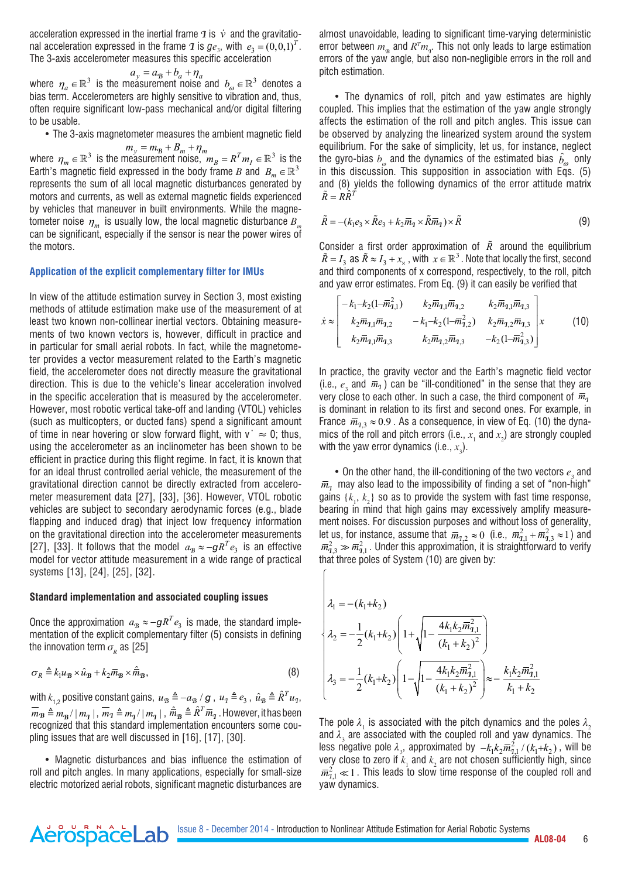acceleration expressed in the inertial frame $\mathcal{I}$ is $\dot{v}$ and the gravitational acceleration expressed in the frame $\mathcal{I}$ is $ge_3$, with $e_3 = (0,0,1)^T$. The 3-axis accelerometer measures this specific acceleration

$$a_y = a_{\mathcal{B}} + b_a + \eta_a$$

where $\eta_a \in \mathbb{R}^3$ is the measurement noise and $b_\omega \in \mathbb{R}^3$ denotes a bias term. Accelerometers are highly sensitive to vibration and, thus, often require significant low-pass mechanical and/or digital filtering to be usable.

- The 3-axis magnetometer measures the ambient magnetic field

$$m_y = m_{\mathcal{B}} + B_m + \eta_m$$

where $\eta_m \in \mathbb{R}^3$ is the measurement noise, $m_{\mathcal{B}} = R^T m_I \in \mathbb{R}^3$ is the Earth's magnetic field expressed in the body frame $B$ and $B_m \in \mathbb{R}^3$ represents the sum of all local magnetic disturbances generated by motors and currents, as well as external magnetic fields experienced by vehicles that maneuver in built environments. While the magnetometer noise $\eta_m$ is usually low, the local magnetic disturbance $B_m$ can be significant, especially if the sensor is near the power wires of the motors.

### Application of the explicit complementary filter for IMUs

In view of the attitude estimation survey in Section 3, most existing methods of attitude estimation make use of the measurement of at least two known non-collinear inertial vectors. Obtaining measurements of two known vectors is, however, difficult in practice and in particular for small aerial robots. In fact, while the magnetometer provides a vector measurement related to the Earth's magnetic field, the accelerometer does not directly measure the gravitational direction. This is due to the vehicle's linear acceleration involved in the specific acceleration that is measured by the accelerometer. However, most robotic vertical take-off and landing (VTOL) vehicles (such as multicopters, or ducted fans) spend a significant amount of time in near hovering or slow forward flight, with $\dot{v} \approx 0$; thus, using the accelerometer as an inclinometer has been shown to be efficient in practice during this flight regime. In fact, it is known that for an ideal thrust controlled aerial vehicle, the measurement of the gravitational direction cannot be directly extracted from accelerometer measurement data [27], [33], [36]. However, VTOL robotic vehicles are subject to secondary aerodynamic forces (e.g., blade flapping and induced drag) that inject low frequency information on the gravitational direction into the accelerometer measurements [27], [33]. It follows that the model $a_{\mathcal{B}} \approx -gR^T e_3$ is an effective model for vector attitude measurement in a wide range of practical systems [13], [24], [25], [32].

#### Standard implementation and associated coupling issues

Once the approximation $a_{\mathcal{B}} \approx -gR^T e_3$ is made, the standard implementation of the explicit complementary filter (5) consists in defining the innovation term $\sigma_R$ as [25]

$$\sigma_R \triangleq k_1 u_{\mathcal{B}} \times \hat{u}_{\mathcal{B}} + k_2 \overline{m}_{\mathcal{B}} \times \hat{\overline{m}}_{\mathcal{B}}, \tag{8}$$

with $k_{1,2}$ positive constant gains, $u_{\mathcal{B}} \triangleq -a_{\mathcal{B}}/g$, $u_{\mathcal{I}} \triangleq e_3$, $\hat{u}_{\mathcal{B}} \triangleq \hat{R}^T u_{\mathcal{I}}$, $\overline{m}_{\mathcal{B}} \triangleq m_{\mathcal{B}}/|m_{\mathcal{I}}|$, $\overline{m}_{\mathcal{I}} \triangleq m_{\mathcal{I}}/|m_{\mathcal{I}}|$, $\hat{\overline{m}}_{\mathcal{B}} \triangleq \hat{R}^T \overline{m}_{\mathcal{I}}$. However, it has been recognized that this standard implementation encounters some coupling issues that are well discussed in [16], [17], [30].

- Magnetic disturbances and bias influence the estimation of roll and pitch angles. In many applications, especially for small-size electric motorized aerial robots, significant magnetic disturbances are almost unavoidable, leading to significant time-varying deterministic error between $m_{\mathcal{B}}$ and $R^T m_{\mathcal{I}}$. This not only leads to large estimation errors of the yaw angle, but also non-negligible errors in the roll and pitch estimation.

- The dynamics of roll, pitch and yaw estimates are highly coupled. This implies that the estimation of the yaw angle strongly affects the estimation of the roll and pitch angles. This issue can be observed by analyzing the linearized system around the system equilibrium. For the sake of simplicity, let us, for instance, neglect the gyro-bias $b_\omega$ and the dynamics of the estimated bias $\hat{b}_\omega$ only in this discussion. This supposition in association with Eqs. (5) and (8) yields the following dynamics of the error attitude matrix $\tilde{R} = R\hat{R}^T$

$$\dot{\tilde{R}} = -(k_1 e_3 \times \tilde{R} e_3 + k_2 \overline{m}_{\mathcal{I}} \times \tilde{R}\overline{m}_{\mathcal{I}})_\times \tilde{R} \tag{9}$$

Consider a first order approximation of $\tilde{R}$ around the equilibrium $\tilde{R} = I_3$ as $\tilde{R} \approx I_3 + x_\times$, with $x \in \mathbb{R}^3$. Note that locally the first, second and third components of x correspond, respectively, to the roll, pitch and yaw error estimates. From Eq. (9) it can easily be verified that

$$\dot{x} \approx \begin{bmatrix} -k_1 - k_2(1-\overline{m}_{\mathcal{I},1}^2) & k_2\overline{m}_{\mathcal{I},1}\overline{m}_{\mathcal{I},2} & k_2\overline{m}_{\mathcal{I},1}\overline{m}_{\mathcal{I},3} \\ k_2\overline{m}_{\mathcal{I},1}\overline{m}_{\mathcal{I},2} & -k_1 - k_2(1-\overline{m}_{\mathcal{I},2}^2) & k_2\overline{m}_{\mathcal{I},2}\overline{m}_{\mathcal{I},3} \\ k_2\overline{m}_{\mathcal{I},1}\overline{m}_{\mathcal{I},3} & k_2\overline{m}_{\mathcal{I},2}\overline{m}_{\mathcal{I},3} & -k_2(1-\overline{m}_{\mathcal{I},3}^2) \end{bmatrix} x \tag{10}$$

In practice, the gravity vector and the Earth's magnetic field vector (i.e., $e_3$ and $\overline{m}_{\mathcal{I}}$) can be "ill-conditioned" in the sense that they are very close to each other. In such a case, the third component of $\overline{m}_{\mathcal{I}}$ is dominant in relation to its first and second ones. For example, in France $\overline{m}_{\mathcal{I},3} \approx 0.9$. As a consequence, in view of Eq. (10) the dynamics of the roll and pitch errors (i.e., $x_1$ and $x_2$) are strongly coupled with the yaw error dynamics (i.e., $x_3$).

- On the other hand, the ill-conditioning of the two vectors $e_3$ and $\overline{m}_{\mathcal{I}}$ may also lead to the impossibility of finding a set of "non-high" gains $\{k_1, k_2\}$ so as to provide the system with fast time response, bearing in mind that high gains may excessively amplify measurement noises. For discussion purposes and without loss of generality, let us, for instance, assume that $\overline{m}_{\mathcal{I},2} \approx 0$ (i.e., $\overline{m}_{\mathcal{I},1}^2 + \overline{m}_{\mathcal{I},3}^2 \approx 1$) and $\overline{m}_{\mathcal{I},3}^2 \gg \overline{m}_{\mathcal{I},1}^2$. Under this approximation, it is straightforward to verify that three poles of System (10) are given by:

$$\begin{cases} \lambda_1 = -(k_1 + k_2) \\ \lambda_2 = -\dfrac{1}{2}(k_1 + k_2)\left(1 + \sqrt{1 - \dfrac{4k_1k_2\overline{m}_{\mathcal{I},1}^2}{(k_1+k_2)^2}}\right) \\ \lambda_3 = -\dfrac{1}{2}(k_1 + k_2)\left(1 - \sqrt{1 - \dfrac{4k_1k_2\overline{m}_{\mathcal{I},1}^2}{(k_1+k_2)^2}}\right) \approx -\dfrac{k_1k_2\overline{m}_{\mathcal{I},1}^2}{k_1+k_2} \end{cases}$$

The pole $\lambda_1$ is associated with the pitch dynamics and the poles $\lambda_2$ and $\lambda_3$ are associated with the coupled roll and yaw dynamics. The less negative pole $\lambda_3$, approximated by $-k_1k_2\overline{m}_{\mathcal{I},1}^2/(k_1+k_2)$, will be very close to zero if $k_1$ and $k_2$ are not chosen sufficiently high, since $\overline{m}_{\mathcal{I},1}^2 \ll 1$. This leads to slow time response of the coupled roll and yaw dynamics.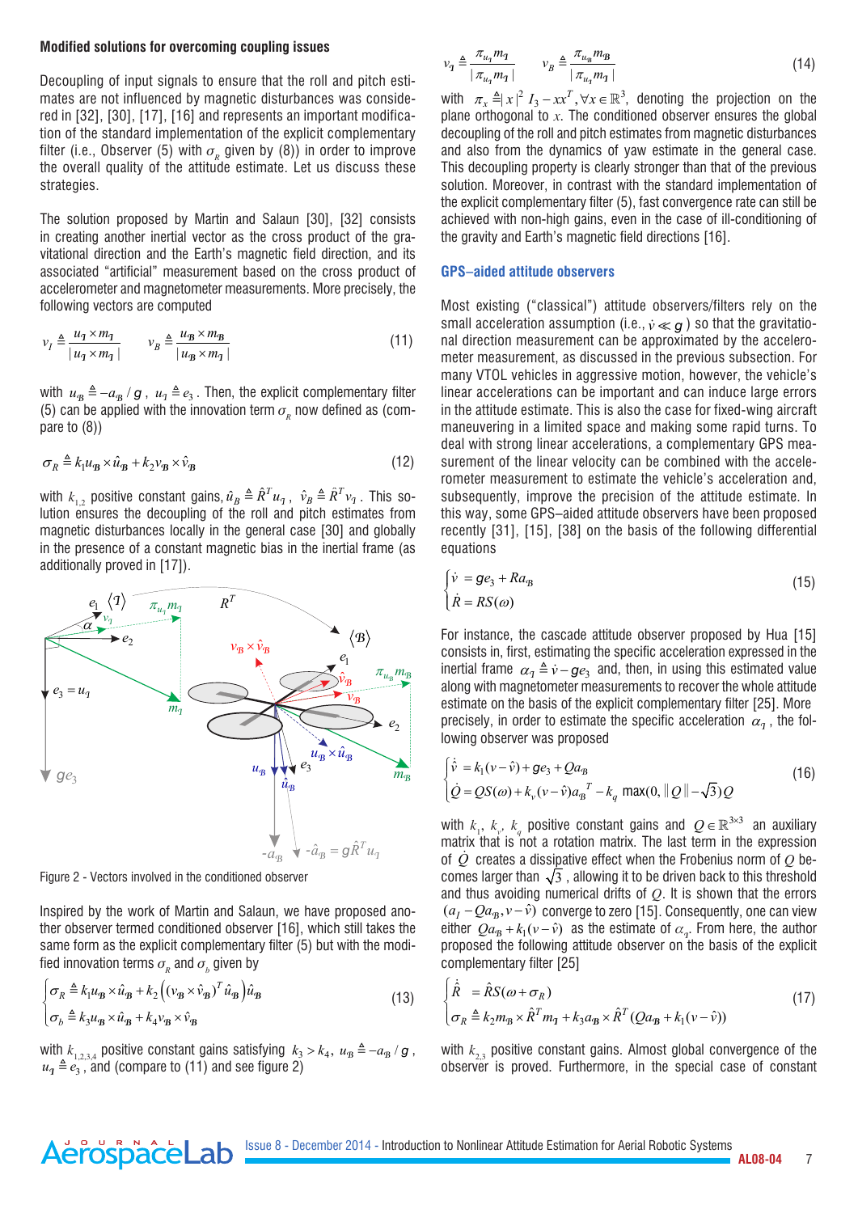#### Modified solutions for overcoming coupling issues

Decoupling of input signals to ensure that the roll and pitch estimates are not influenced by magnetic disturbances was considered in [32], [30], [17], [16] and represents an important modification of the standard implementation of the explicit complementary filter (i.e., Observer (5) with $\sigma_R$ given by (8)) in order to improve the overall quality of the attitude estimate. Let us discuss these strategies.

The solution proposed by Martin and Salaun [30], [32] consists in creating another inertial vector as the cross product of the gravitational direction and the Earth's magnetic field direction, and its associated "artificial" measurement based on the cross product of accelerometer and magnetometer measurements. More precisely, the following vectors are computed

$$v_{\mathcal{I}} \triangleq \frac{u_{\mathcal{I}} \times m_{\mathcal{I}}}{|u_{\mathcal{I}} \times m_{\mathcal{I}}|} \qquad v_{\mathcal{B}} \triangleq \frac{u_{\mathcal{B}} \times m_{\mathcal{B}}}{|u_{\mathcal{B}} \times m_{\mathcal{I}}|} \tag{11}$$

with $u_{\mathcal{B}} \triangleq -a_{\mathcal{B}}/g$, $u_{\mathcal{I}} \triangleq e_3$. Then, the explicit complementary filter (5) can be applied with the innovation term $\sigma_R$ now defined as (compare to (8))

$$\sigma_R \triangleq k_1 u_{\mathcal{B}} \times \hat{u}_{\mathcal{B}} + k_2 v_{\mathcal{B}} \times \hat{v}_{\mathcal{B}} \tag{12}$$

with $k_{1,2}$ positive constant gains, $\hat{u}_{\mathcal{B}} \triangleq \hat{R}^T u_{\mathcal{I}}$, $\hat{v}_{\mathcal{B}} \triangleq \hat{R}^T v_{\mathcal{I}}$. This solution ensures the decoupling of the roll and pitch estimates from magnetic disturbances locally in the general case [30] and globally in the presence of a constant magnetic bias in the inertial frame (as additionally proved in [17]).

Figure 2 - Vectors involved in the conditioned observer

Inspired by the work of Martin and Salaun, we have proposed another observer termed conditioned observer [16], which still takes the same form as the explicit complementary filter (5) but with the modified innovation terms $\sigma_R$ and $\sigma_b$ given by

$$\begin{cases} \sigma_R \triangleq k_1 u_{\mathcal{B}} \times \hat{u}_{\mathcal{B}} + k_2 \left( (v_{\mathcal{B}} \times \hat{v}_{\mathcal{B}})^T \hat{u}_{\mathcal{B}} \right) \hat{u}_{\mathcal{B}} \\ \sigma_b \triangleq k_3 u_{\mathcal{B}} \times \hat{u}_{\mathcal{B}} + k_4 v_{\mathcal{B}} \times \hat{v}_{\mathcal{B}} \end{cases} \tag{13}$$

with $k_{1,2,3,4}$ positive constant gains satisfying $k_3 > k_4$, $u_{\mathcal{B}} \triangleq -a_{\mathcal{B}}/g$, $u_{\mathcal{I}} \triangleq e_3$, and (compare to (11) and see figure 2)

$$v_{\mathcal{I}} \triangleq \frac{\pi_{u_{\mathcal{I}}} m_{\mathcal{I}}}{|\pi_{u_{\mathcal{I}}} m_{\mathcal{I}}|} \qquad v_{\mathcal{B}} \triangleq \frac{\pi_{u_{\mathcal{B}}} m_{\mathcal{B}}}{|\pi_{u_{\mathcal{I}}} m_{\mathcal{I}}|} \tag{14}$$

with $\pi_x \triangleq |x|^2 I_3 - xx^T, \forall x \in \mathbb{R}^3$, denoting the projection on the plane orthogonal to $x$. The conditioned observer ensures the global decoupling of the roll and pitch estimates from magnetic disturbances and also from the dynamics of yaw estimate in the general case. This decoupling property is clearly stronger than that of the previous solution. Moreover, in contrast with the standard implementation of the explicit complementary filter (5), fast convergence rate can still be achieved with non-high gains, even in the case of ill-conditioning of the gravity and Earth's magnetic field directions [16].

### GPS–aided attitude observers

Most existing ("classical") attitude observers/filters rely on the small acceleration assumption (i.e., $\dot{v} \ll g$) so that the gravitational direction measurement can be approximated by the accelerometer measurement, as discussed in the previous subsection. For many VTOL vehicles in aggressive motion, however, the vehicle's linear accelerations can be important and can induce large errors in the attitude estimate. This is also the case for fixed-wing aircraft maneuvering in a limited space and making some rapid turns. To deal with strong linear accelerations, a complementary GPS measurement of the linear velocity can be combined with the accelerometer measurement to estimate the vehicle's acceleration and, subsequently, improve the precision of the attitude estimate. In this way, some GPS–aided attitude observers have been proposed recently [31], [15], [38] on the basis of the following differential equations

$$\begin{cases} \dot{v} = g e_3 + R a_{\mathcal{B}} \\ \dot{R} = R S(\omega) \end{cases} \tag{15}$$

For instance, the cascade attitude observer proposed by Hua [15] consists in, first, estimating the specific acceleration expressed in the inertial frame $\alpha_{\mathcal{I}} \triangleq \dot{v} - g e_3$ and, then, in using this estimated value along with magnetometer measurements to recover the whole attitude estimate on the basis of the explicit complementary filter [25]. More precisely, in order to estimate the specific acceleration $\alpha_{\mathcal{I}}$, the following observer was proposed

$$\begin{cases} \dot{\hat{v}} = k_1(v - \hat{v}) + g e_3 + Q a_{\mathcal{B}} \\ \dot{Q} = Q S(\omega) + k_v (v - \hat{v}) a_{\mathcal{B}}{}^T - k_q \max(0, \|Q\| - \sqrt{3}) Q \end{cases} \tag{16}$$

with $k_1$, $k_v$, $k_q$ positive constant gains and $Q \in \mathbb{R}^{3\times3}$ an auxiliary matrix that is not a rotation matrix. The last term in the expression of $\dot{Q}$ creates a dissipative effect when the Frobenius norm of $Q$ becomes larger than $\sqrt{3}$, allowing it to be driven back to this threshold and thus avoiding numerical drifts of $Q$. It is shown that the errors $(a_I - Q a_{\mathcal{B}}, v - \hat{v})$ converge to zero [15]. Consequently, one can view either $Q a_{\mathcal{B}} + k_1(v - \hat{v})$ as the estimate of $\alpha_{\mathcal{I}}$. From here, the author proposed the following attitude observer on the basis of the explicit complementary filter [25]

$$\begin{cases} \dot{\hat{R}} = \hat{R} S(\omega + \sigma_R) \\ \sigma_R \triangleq k_2 m_{\mathcal{B}} \times \hat{R}^T m_{\mathcal{I}} + k_3 a_{\mathcal{B}} \times \hat{R}^T (Q a_{\mathcal{B}} + k_1 (v - \hat{v})) \end{cases} \tag{17}$$

with $k_{2,3}$ positive constant gains. Almost global convergence of the observer is proved. Furthermore, in the special case of constant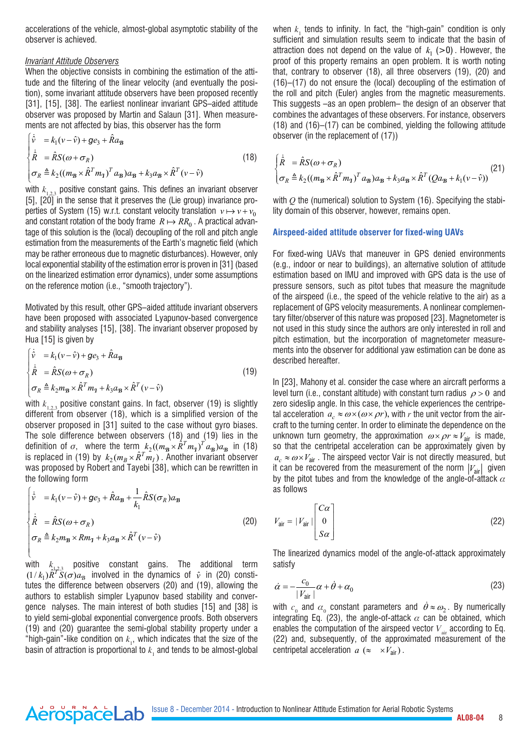accelerations of the vehicle, almost-global asymptotic stability of the observer is achieved.

*Invariant Attitude Observers*

When the objective consists in combining the estimation of the attitude and the filtering of the linear velocity (and eventually the position), some invariant attitude observers have been proposed recently [31], [15], [38]. The earliest nonlinear invariant GPS–aided attitude observer was proposed by Martin and Salaun [31]. When measurements are not affected by bias, this observer has the form

$$
\begin{cases}
\dot{\hat{v}} &= k_1(v-\hat{v}) + g e_3 + \hat{R} a_{\mathcal{B}} \\
\dot{\hat{R}} &= \hat{R} S(\omega + \sigma_R) \\
\sigma_R &\triangleq k_2((m_{\mathcal{B}} \times \hat{R}^T m_{\mathcal{I}})^T a_{\mathcal{B}}) a_{\mathcal{B}} + k_3 a_{\mathcal{B}} \times \hat{R}^T (v - \hat{v})
\end{cases}
\tag{18}
$$

with $k_{1,2,3}$ positive constant gains. This defines an invariant observer [5], [20] in the sense that it preserves the (Lie group) invariance properties of System (15) w.r.t. constant velocity translation $v \mapsto v + v_0$ and constant rotation of the body frame $R \mapsto RR_0$. A practical advantage of this solution is the (local) decoupling of the roll and pitch angle estimation from the measurements of the Earth's magnetic field (which may be rather erroneous due to magnetic disturbances). However, only local exponential stability of the estimation error is proven in [31] (based on the linearized estimation error dynamics), under some assumptions on the reference motion (i.e., "smooth trajectory").

Motivated by this result, other GPS–aided attitude invariant observers have been proposed with associated Lyapunov-based convergence and stability analyses [15], [38]. The invariant observer proposed by Hua [15] is given by

$$
\begin{cases}
\dot{\hat{v}} &= k_1(v-\hat{v}) + g e_3 + \hat{R} a_{\mathcal{B}} \\
\dot{\hat{R}} &= \hat{R} S(\omega + \sigma_R) \\
\sigma_R &\triangleq k_2 m_{\mathcal{B}} \times \hat{R}^T m_{\mathcal{I}} + k_3 a_{\mathcal{B}} \times \hat{R}^T (v - \hat{v})
\end{cases}
\tag{19}
$$

with $k_{1,2,3}$ positive constant gains. In fact, observer (19) is slightly different from observer (18), which is a simplified version of the observer proposed in [31] suited to the case without gyro biases. The sole difference between observers (18) and (19) lies in the definition of $\sigma$, where the term $k_2((m_{\mathcal{B}} \times \hat{R}^T m_{\mathcal{I}})^T a_{\mathcal{B}}) a_{\mathcal{B}}$ in (18) is replaced in (19) by $k_2(m_B \times \hat{R}^T m_I)$. Another invariant observer was proposed by Robert and Tayebi [38], which can be rewritten in the following form

$$
\begin{cases}
\dot{\hat{v}} &= k_1(v-\hat{v}) + g e_3 + \hat{R} a_{\mathcal{B}} + \dfrac{1}{k_1} \hat{R} S(\sigma_R) a_{\mathcal{B}} \\
\dot{\hat{R}} &= \hat{R} S(\omega + \sigma_R) \\
\sigma_R &\triangleq k_2 m_{\mathcal{B}} \times R m_{\mathcal{I}} + k_3 a_{\mathcal{B}} \times \hat{R}^T (v - \hat{v})
\end{cases}
\tag{20}
$$

with $k_{1,2,3}$ positive constant gains. The additional term $(1/k_1)\hat{R}^T S(\sigma) a_{\mathcal{B}}$ involved in the dynamics of $\hat{v}$ in (20) constitutes the difference between observers (20) and (19), allowing the authors to establish simpler Lyapunov based stability and convergence nalyses. The main interest of both studies [15] and [38] is to yield semi-global exponential convergence proofs. Both observers (19) and (20) guarantee the semi-global stability property under a "high-gain"-like condition on $k_1$, which indicates that the size of the basin of attraction is proportional to $k_1$ and tends to be almost-global when $k_1$ tends to infinity. In fact, the "high-gain" condition is only sufficient and simulation results seem to indicate that the basin of attraction does not depend on the value of $k_1$ ($>0$). However, the proof of this property remains an open problem. It is worth noting that, contrary to observer (18), all three observers (19), (20) and (16)–(17) do not ensure the (local) decoupling of the estimation of the roll and pitch (Euler) angles from the magnetic measurements. This suggests –as an open problem– the design of an observer that combines the advantages of these observers. For instance, observers (18) and (16)–(17) can be combined, yielding the following attitude observer (in the replacement of (17))

$$
\begin{cases}
\dot{\hat{R}} &= \hat{R} S(\omega + \sigma_R) \\
\sigma_R &\triangleq k_2((m_{\mathcal{B}} \times \hat{R}^T m_{\mathcal{I}})^T a_{\mathcal{B}}) a_{\mathcal{B}} + k_3 a_{\mathcal{B}} \times \hat{R}^T (Q a_{\mathcal{B}} + k_1(v - \hat{v}))
\end{cases}
\tag{21}
$$

with $Q$ the (numerical) solution to System (16). Specifying the stability domain of this observer, however, remains open.

### Airspeed-aided attitude observer for fixed-wing UAVs

For fixed-wing UAVs that maneuver in GPS denied environments (e.g., indoor or near to buildings), an alternative solution of attitude estimation based on IMU and improved with GPS data is the use of pressure sensors, such as pitot tubes that measure the magnitude of the airspeed (i.e., the speed of the vehicle relative to the air) as a replacement of GPS velocity measurements. A nonlinear complementary filter/observer of this nature was proposed [23]. Magnetometer is not used in this study since the authors are only interested in roll and pitch estimation, but the incorporation of magnetometer measurements into the observer for additional yaw estimation can be done as described hereafter.

In [23], Mahony et al. consider the case where an aircraft performs a level turn (i.e., constant altitude) with constant turn radius $\rho > 0$ and zero sideslip angle. In this case, the vehicle experiences the centripetal acceleration $a_c \approx \omega \times (\omega \times \rho r)$, with $r$ the unit vector from the aircraft to the turning center. In order to eliminate the dependence on the unknown turn geometry, the approximation $\omega \times \rho r \approx V_{\text{air}}$ is made, so that the centripetal acceleration can be approximately given by $a_c \approx \omega \times V_{\text{air}}$. The airspeed vector Vair is not directly measured, but it can be recovered from the measurement of the norm $|V_{\text{air}}|$ given by the pitot tubes and from the knowledge of the angle-of-attack $\alpha$ as follows

$$
V_{\text{air}} = |V_{\text{air}}| \begin{bmatrix} C\alpha \\ 0 \\ S\alpha \end{bmatrix}
\tag{22}
$$

The linearized dynamics model of the angle-of-attack approximately satisfy

$$
\dot{\alpha} = -\frac{c_0}{|V_{\text{air}}|} \alpha + \dot{\theta} + \alpha_0
\tag{23}
$$

with $c_0$ and $\alpha_0$ constant parameters and $\dot{\theta} \approx \omega_2$. By numerically integrating Eq. (23), the angle-of-attack $\alpha$ can be obtained, which enables the computation of the airspeed vector $V_{\text{air}}$ according to Eq. (22) and, subsequently, of the approximated measurement of the centripetal acceleration $a$ ($\approx \quad \times V_{\text{air}}$).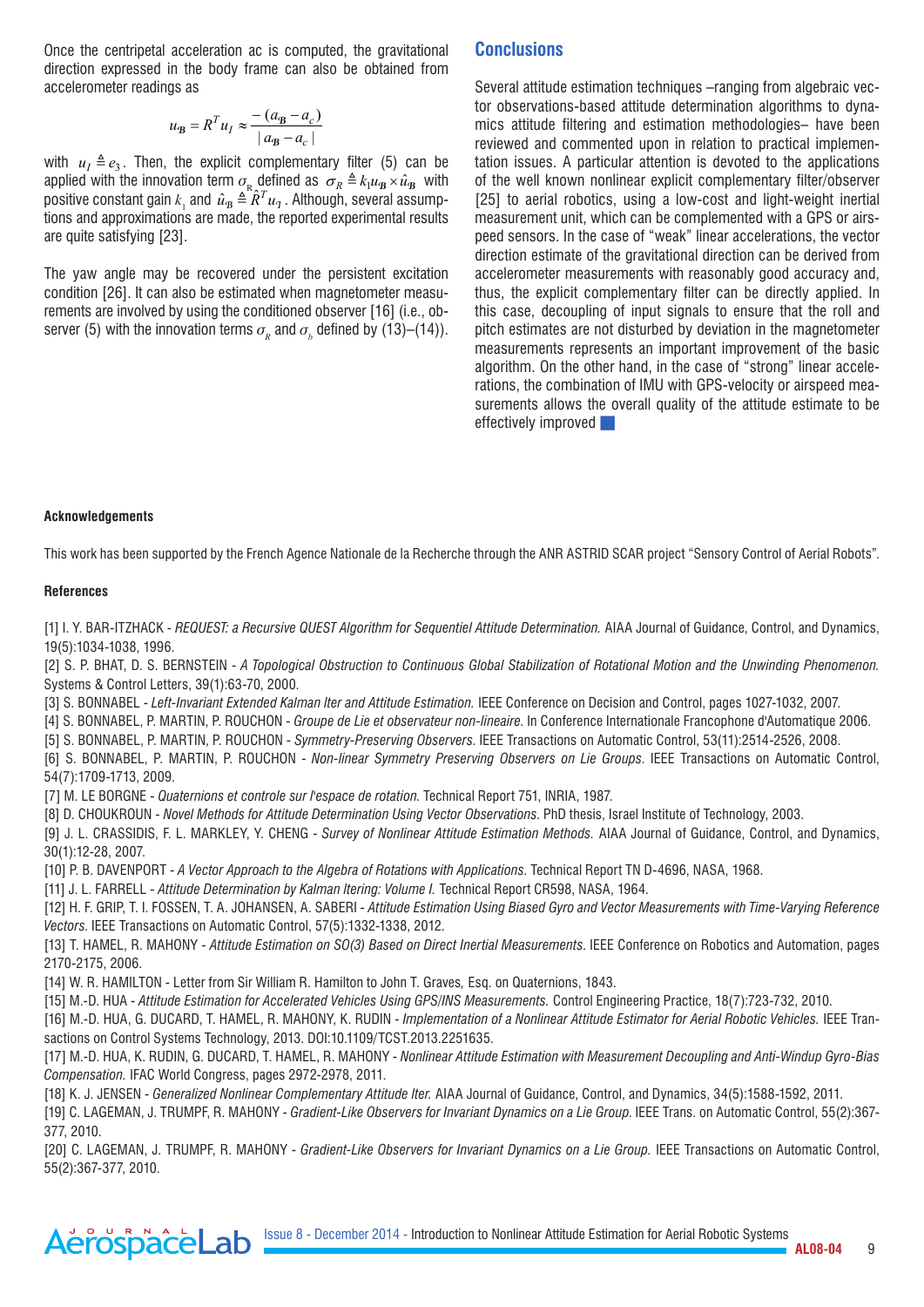Once the centripetal acceleration ac is computed, the gravitational direction expressed in the body frame can also be obtained from accelerometer readings as

$$u_{\mathbf{B}} = R^T u_I \approx \frac{-(a_{\mathbf{B}} - a_c)}{|a_{\mathbf{B}} - a_c|}$$

with $u_I \triangleq e_3$. Then, the explicit complementary filter (5) can be applied with the innovation term $\sigma_R$ defined as $\sigma_R \triangleq k_1 u_{\mathbf{B}} \times \hat{u}_{\mathbf{B}}$ with positive constant gain $k_1$ and $\hat{u}_{\mathbf{B}} \triangleq \hat{R}^T u_I$. Although, several assumptions and approximations are made, the reported experimental results are quite satisfying [23].

The yaw angle may be recovered under the persistent excitation condition [26]. It can also be estimated when magnetometer measurements are involved by using the conditioned observer [16] (i.e., observer (5) with the innovation terms $\sigma_R$ and $\sigma_b$ defined by (13)–(14)).

## Conclusions

Several attitude estimation techniques –ranging from algebraic vector observations-based attitude determination algorithms to dynamics attitude filtering and estimation methodologies– have been reviewed and commented upon in relation to practical implementation issues. A particular attention is devoted to the applications of the well known nonlinear explicit complementary filter/observer [25] to aerial robotics, using a low-cost and light-weight inertial measurement unit, which can be complemented with a GPS or airspeed sensors. In the case of "weak" linear accelerations, the vector direction estimate of the gravitational direction can be derived from accelerometer measurements with reasonably good accuracy and, thus, the explicit complementary filter can be directly applied. In this case, decoupling of input signals to ensure that the roll and pitch estimates are not disturbed by deviation in the magnetometer measurements represents an important improvement of the basic algorithm. On the other hand, in the case of "strong" linear accelerations, the combination of IMU with GPS-velocity or airspeed measurements allows the overall quality of the attitude estimate to be effectively improved ■

#### Acknowledgements

This work has been supported by the French Agence Nationale de la Recherche through the ANR ASTRID SCAR project "Sensory Control of Aerial Robots".

#### References

[1] I. Y. BAR-ITZHACK - *REQUEST: a Recursive QUEST Algorithm for Sequentiel Attitude Determination.* AIAA Journal of Guidance, Control, and Dynamics, 19(5):1034-1038, 1996.

[2] S. P. BHAT, D. S. BERNSTEIN - *A Topological Obstruction to Continuous Global Stabilization of Rotational Motion and the Unwinding Phenomenon.* Systems & Control Letters, 39(1):63-70, 2000.

[3] S. BONNABEL - *Left-Invariant Extended Kalman Iter and Attitude Estimation.* IEEE Conference on Decision and Control, pages 1027-1032, 2007.

[4] S. BONNABEL, P. MARTIN, P. ROUCHON - *Groupe de Lie et observateur non-lineaire.* In Conference Internationale Francophone d'Automatique 2006.

[5] S. BONNABEL, P. MARTIN, P. ROUCHON - *Symmetry-Preserving Observers.* IEEE Transactions on Automatic Control, 53(11):2514-2526, 2008.

[6] S. BONNABEL, P. MARTIN, P. ROUCHON - *Non-linear Symmetry Preserving Observers on Lie Groups.* IEEE Transactions on Automatic Control, 54(7):1709-1713, 2009.

[7] M. LE BORGNE - *Quaternions et controle sur l'espace de rotation.* Technical Report 751, INRIA, 1987.

[8] D. CHOUKROUN - *Novel Methods for Attitude Determination Using Vector Observations.* PhD thesis, Israel Institute of Technology, 2003.

[9] J. L. CRASSIDIS, F. L. MARKLEY, Y. CHENG - *Survey of Nonlinear Attitude Estimation Methods.* AIAA Journal of Guidance, Control, and Dynamics, 30(1):12-28, 2007.

[10] P. B. DAVENPORT - *A Vector Approach to the Algebra of Rotations with Applications.* Technical Report TN D-4696, NASA, 1968.

[11] J. L. FARRELL - *Attitude Determination by Kalman Itering: Volume I.* Technical Report CR598, NASA, 1964.

[12] H. F. GRIP, T. I. FOSSEN, T. A. JOHANSEN, A. SABERI - *Attitude Estimation Using Biased Gyro and Vector Measurements with Time-Varying Reference Vectors.* IEEE Transactions on Automatic Control, 57(5):1332-1338, 2012.

[13] T. HAMEL, R. MAHONY - *Attitude Estimation on SO(3) Based on Direct Inertial Measurements.* IEEE Conference on Robotics and Automation, pages 2170-2175, 2006.

[14] W. R. HAMILTON - Letter from Sir William R. Hamilton to John T. Graves, Esq. on Quaternions, 1843.

[15] M.-D. HUA - *Attitude Estimation for Accelerated Vehicles Using GPS/INS Measurements.* Control Engineering Practice, 18(7):723-732, 2010.

[16] M.-D. HUA, G. DUCARD, T. HAMEL, R. MAHONY, K. RUDIN - *Implementation of a Nonlinear Attitude Estimator for Aerial Robotic Vehicles.* IEEE Transactions on Control Systems Technology, 2013. DOI:10.1109/TCST.2013.2251635.

[17] M.-D. HUA, K. RUDIN, G. DUCARD, T. HAMEL, R. MAHONY - *Nonlinear Attitude Estimation with Measurement Decoupling and Anti-Windup Gyro-Bias Compensation.* IFAC World Congress, pages 2972-2978, 2011.

[18] K. J. JENSEN - *Generalized Nonlinear Complementary Attitude Iter.* AIAA Journal of Guidance, Control, and Dynamics, 34(5):1588-1592, 2011.

[19] C. LAGEMAN, J. TRUMPF, R. MAHONY - *Gradient-Like Observers for Invariant Dynamics on a Lie Group.* IEEE Trans. on Automatic Control, 55(2):367-377, 2010.

[20] C. LAGEMAN, J. TRUMPF, R. MAHONY - *Gradient-Like Observers for Invariant Dynamics on a Lie Group.* IEEE Transactions on Automatic Control, 55(2):367-377, 2010.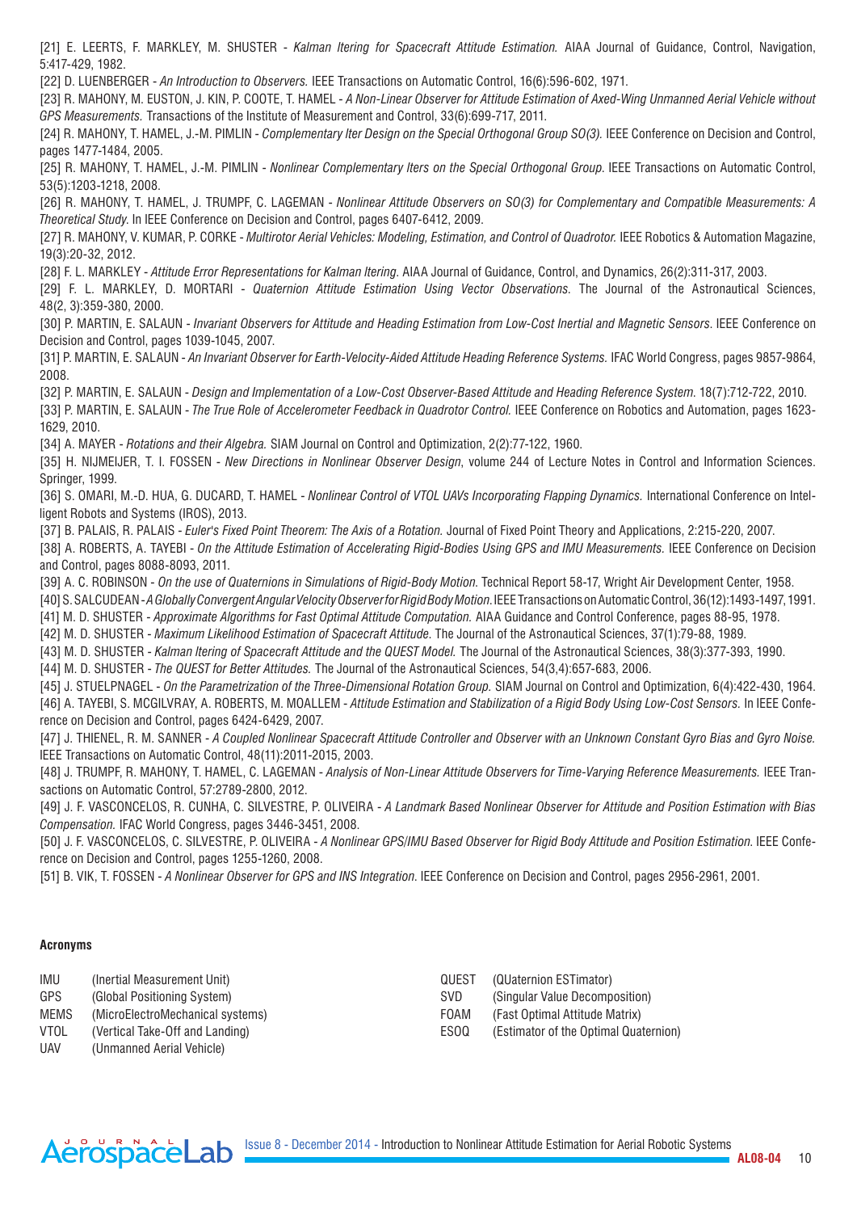[21] E. LEERTS, F. MARKLEY, M. SHUSTER - *Kalman ltering for Spacecraft Attitude Estimation.* AIAA Journal of Guidance, Control, Navigation, 5:417-429, 1982.

[22] D. LUENBERGER - *An Introduction to Observers.* IEEE Transactions on Automatic Control, 16(6):596-602, 1971.

[23] R. MAHONY, M. EUSTON, J. KIN, P. COOTE, T. HAMEL - *A Non-Linear Observer for Attitude Estimation of Axed-Wing Unmanned Aerial Vehicle without GPS Measurements.* Transactions of the Institute of Measurement and Control, 33(6):699-717, 2011.

[24] R. MAHONY, T. HAMEL, J.-M. PIMLIN - *Complementary lter Design on the Special Orthogonal Group SO(3).* IEEE Conference on Decision and Control, pages 1477-1484, 2005.

[25] R. MAHONY, T. HAMEL, J.-M. PIMLIN - *Nonlinear Complementary lters on the Special Orthogonal Group.* IEEE Transactions on Automatic Control, 53(5):1203-1218, 2008.

[26] R. MAHONY, T. HAMEL, J. TRUMPF, C. LAGEMAN - *Nonlinear Attitude Observers on SO(3) for Complementary and Compatible Measurements: A Theoretical Study.* In IEEE Conference on Decision and Control, pages 6407-6412, 2009.

[27] R. MAHONY, V. KUMAR, P. CORKE - *Multirotor Aerial Vehicles: Modeling, Estimation, and Control of Quadrotor.* IEEE Robotics & Automation Magazine, 19(3):20-32, 2012.

[28] F. L. MARKLEY - *Attitude Error Representations for Kalman ltering.* AIAA Journal of Guidance, Control, and Dynamics, 26(2):311-317, 2003.

[29] F. L. MARKLEY, D. MORTARI - *Quaternion Attitude Estimation Using Vector Observations.* The Journal of the Astronautical Sciences, 48(2, 3):359-380, 2000.

[30] P. MARTIN, E. SALAUN - *Invariant Observers for Attitude and Heading Estimation from Low-Cost Inertial and Magnetic Sensors.* IEEE Conference on Decision and Control, pages 1039-1045, 2007.

[31] P. MARTIN, E. SALAUN - *An Invariant Observer for Earth-Velocity-Aided Attitude Heading Reference Systems.* IFAC World Congress, pages 9857-9864, 2008.

[32] P. MARTIN, E. SALAUN - *Design and Implementation of a Low-Cost Observer-Based Attitude and Heading Reference System.* 18(7):712-722, 2010.

[33] P. MARTIN, E. SALAUN - *The True Role of Accelerometer Feedback in Quadrotor Control.* IEEE Conference on Robotics and Automation, pages 1623-1629, 2010.

[34] A. MAYER - *Rotations and their Algebra.* SIAM Journal on Control and Optimization, 2(2):77-122, 1960.

[35] H. NIJMEIJER, T. I. FOSSEN - *New Directions in Nonlinear Observer Design*, volume 244 of Lecture Notes in Control and Information Sciences. Springer, 1999.

[36] S. OMARI, M.-D. HUA, G. DUCARD, T. HAMEL - *Nonlinear Control of VTOL UAVs Incorporating Flapping Dynamics.* International Conference on Intelligent Robots and Systems (IROS), 2013.

[37] B. PALAIS, R. PALAIS - *Euler's Fixed Point Theorem: The Axis of a Rotation.* Journal of Fixed Point Theory and Applications, 2:215-220, 2007.

[38] A. ROBERTS, A. TAYEBI - *On the Attitude Estimation of Accelerating Rigid-Bodies Using GPS and IMU Measurements.* IEEE Conference on Decision and Control, pages 8088-8093, 2011.

[39] A. C. ROBINSON - *On the use of Quaternions in Simulations of Rigid-Body Motion.* Technical Report 58-17, Wright Air Development Center, 1958.

[40] S. SALCUDEAN - *A Globally Convergent Angular Velocity Observer for Rigid Body Motion.* IEEE Transactions on Automatic Control, 36(12):1493-1497, 1991.

[41] M. D. SHUSTER - *Approximate Algorithms for Fast Optimal Attitude Computation.* AIAA Guidance and Control Conference, pages 88-95, 1978.

[42] M. D. SHUSTER - *Maximum Likelihood Estimation of Spacecraft Attitude.* The Journal of the Astronautical Sciences, 37(1):79-88, 1989.

[43] M. D. SHUSTER - *Kalman ltering of Spacecraft Attitude and the QUEST Model.* The Journal of the Astronautical Sciences, 38(3):377-393, 1990.

[44] M. D. SHUSTER - *The QUEST for Better Attitudes.* The Journal of the Astronautical Sciences, 54(3,4):657-683, 2006.

[45] J. STUELPNAGEL - *On the Parametrization of the Three-Dimensional Rotation Group.* SIAM Journal on Control and Optimization, 6(4):422-430, 1964.

[46] A. TAYEBI, S. MCGILVRAY, A. ROBERTS, M. MOALLEM - *Attitude Estimation and Stabilization of a Rigid Body Using Low-Cost Sensors.* In IEEE Conference on Decision and Control, pages 6424-6429, 2007.

[47] J. THIENEL, R. M. SANNER - *A Coupled Nonlinear Spacecraft Attitude Controller and Observer with an Unknown Constant Gyro Bias and Gyro Noise.* IEEE Transactions on Automatic Control, 48(11):2011-2015, 2003.

[48] J. TRUMPF, R. MAHONY, T. HAMEL, C. LAGEMAN - *Analysis of Non-Linear Attitude Observers for Time-Varying Reference Measurements.* IEEE Transactions on Automatic Control, 57:2789-2800, 2012.

[49] J. F. VASCONCELOS, R. CUNHA, C. SILVESTRE, P. OLIVEIRA - *A Landmark Based Nonlinear Observer for Attitude and Position Estimation with Bias Compensation.* IFAC World Congress, pages 3446-3451, 2008.

[50] J. F. VASCONCELOS, C. SILVESTRE, P. OLIVEIRA - *A Nonlinear GPS/IMU Based Observer for Rigid Body Attitude and Position Estimation.* IEEE Conference on Decision and Control, pages 1255-1260, 2008.

[51] B. VIK, T. FOSSEN - *A Nonlinear Observer for GPS and INS Integration.* IEEE Conference on Decision and Control, pages 2956-2961, 2001.

**Acronyms**

IMU (Inertial Measurement Unit)
GPS (Global Positioning System)
MEMS (MicroElectroMechanical systems)
VTOL (Vertical Take-Off and Landing)
UAV (Unmanned Aerial Vehicle)
QUEST (QUaternion ESTimator)
SVD (Singular Value Decomposition)
FOAM (Fast Optimal Attitude Matrix)
ESOQ (Estimator of the Optimal Quaternion)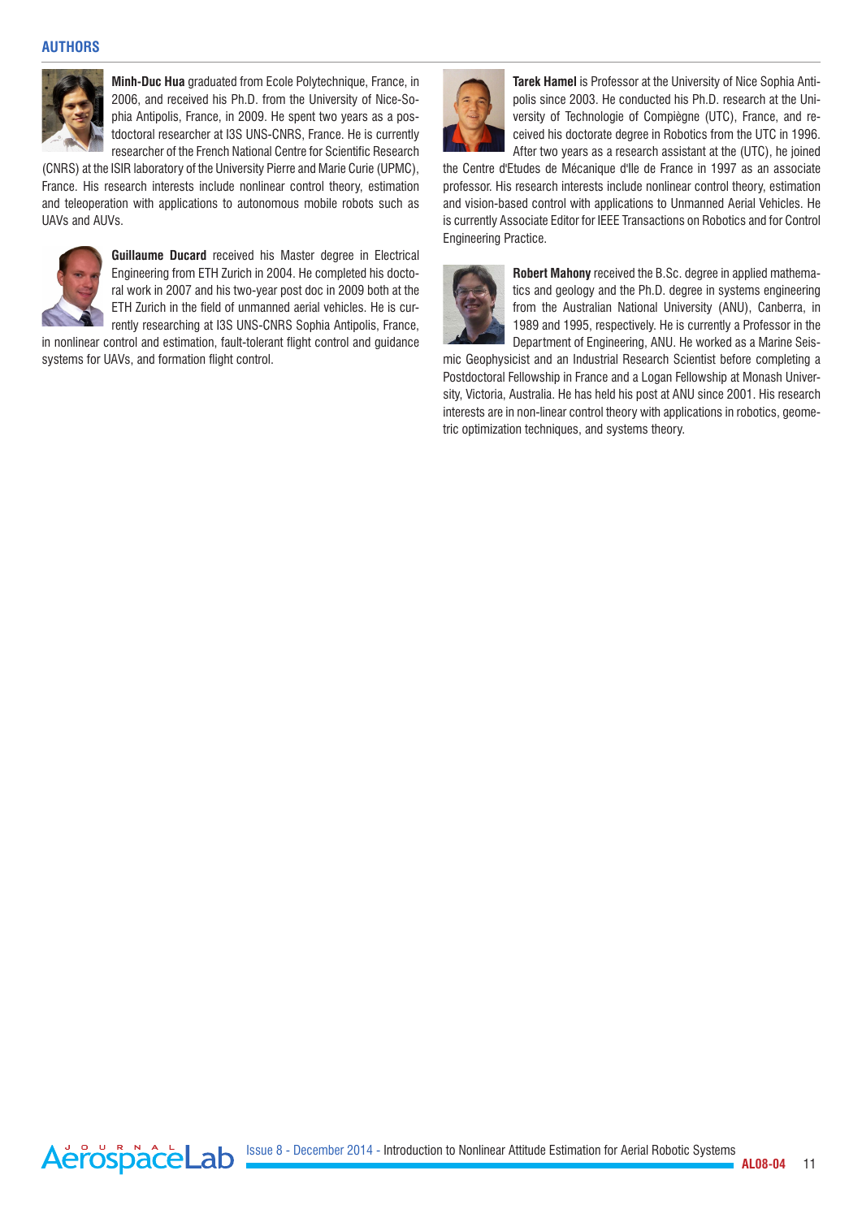## AUTHORS

**Minh-Duc Hua** graduated from Ecole Polytechnique, France, in 2006, and received his Ph.D. from the University of Nice-Sophia Antipolis, France, in 2009. He spent two years as a postdoctoral researcher at I3S UNS-CNRS, France. He is currently researcher of the French National Centre for Scientific Research (CNRS) at the ISIR laboratory of the University Pierre and Marie Curie (UPMC), France. His research interests include nonlinear control theory, estimation and teleoperation with applications to autonomous mobile robots such as UAVs and AUVs.

**Guillaume Ducard** received his Master degree in Electrical Engineering from ETH Zurich in 2004. He completed his doctoral work in 2007 and his two-year post doc in 2009 both at the ETH Zurich in the field of unmanned aerial vehicles. He is currently researching at I3S UNS-CNRS Sophia Antipolis, France, in nonlinear control and estimation, fault-tolerant flight control and guidance systems for UAVs, and formation flight control.

**Tarek Hamel** is Professor at the University of Nice Sophia Antipolis since 2003. He conducted his Ph.D. research at the University of Technologie of Compiègne (UTC), France, and received his doctorate degree in Robotics from the UTC in 1996. After two years as a research assistant at the (UTC), he joined the Centre d'Etudes de Mécanique d'Ile de France in 1997 as an associate professor. His research interests include nonlinear control theory, estimation and vision-based control with applications to Unmanned Aerial Vehicles. He is currently Associate Editor for IEEE Transactions on Robotics and for Control Engineering Practice.

**Robert Mahony** received the B.Sc. degree in applied mathematics and geology and the Ph.D. degree in systems engineering from the Australian National University (ANU), Canberra, in 1989 and 1995, respectively. He is currently a Professor in the Department of Engineering, ANU. He worked as a Marine Seismic Geophysicist and an Industrial Research Scientist before completing a Postdoctoral Fellowship in France and a Logan Fellowship at Monash University, Victoria, Australia. He has held his post at ANU since 2001. His research interests are in non-linear control theory with applications in robotics, geometric optimization techniques, and systems theory.